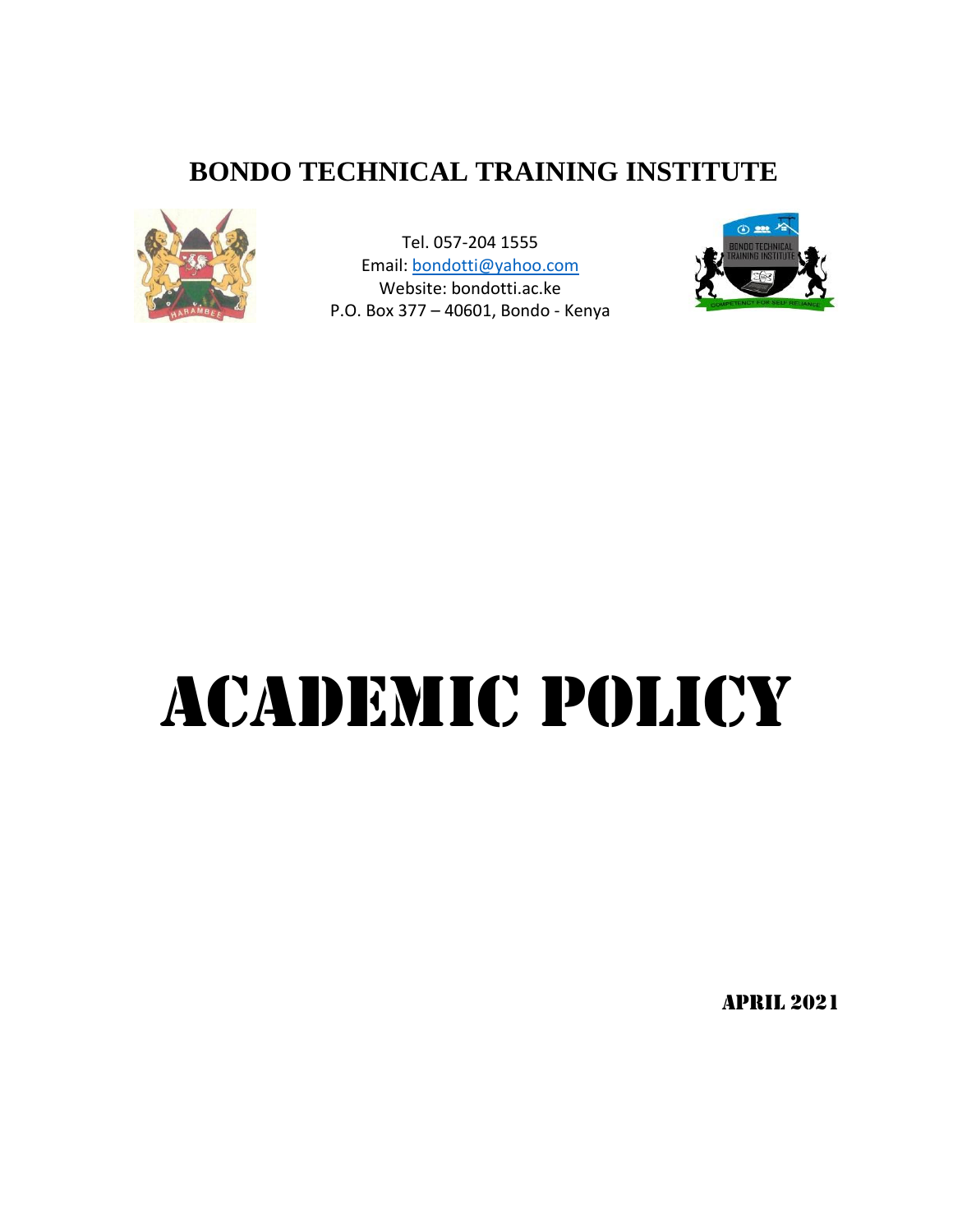# BONDO TECHNICAL TRAINING INSTITUTE

Tel. 057-204 1555
Email: bondotti@yahoo.com
Website: bondotti.ac.ke
P.O. Box 377 – 40601, Bondo - Kenya

# ACADEMIC POLICY

APRIL 2021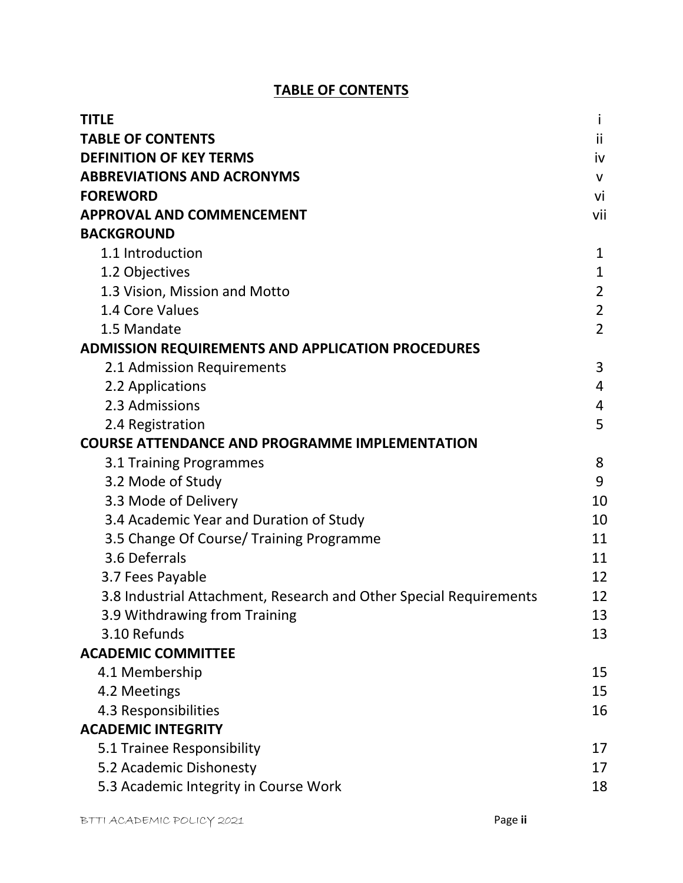## TABLE OF CONTENTS

| | |
|---|---|
| **TITLE** | i |
| **TABLE OF CONTENTS** | ii |
| **DEFINITION OF KEY TERMS** | iv |
| **ABBREVIATIONS AND ACRONYMS** | v |
| **FOREWORD** | vi |
| **APPROVAL AND COMMENCEMENT** | vii |
| **BACKGROUND** | |
| 1.1 Introduction | 1 |
| 1.2 Objectives | 1 |
| 1.3 Vision, Mission and Motto | 2 |
| 1.4 Core Values | 2 |
| 1.5 Mandate | 2 |
| **ADMISSION REQUIREMENTS AND APPLICATION PROCEDURES** | |
| 2.1 Admission Requirements | 3 |
| 2.2 Applications | 4 |
| 2.3 Admissions | 4 |
| 2.4 Registration | 5 |
| **COURSE ATTENDANCE AND PROGRAMME IMPLEMENTATION** | |
| 3.1 Training Programmes | 8 |
| 3.2 Mode of Study | 9 |
| 3.3 Mode of Delivery | 10 |
| 3.4 Academic Year and Duration of Study | 10 |
| 3.5 Change Of Course/ Training Programme | 11 |
| 3.6 Deferrals | 11 |
| 3.7 Fees Payable | 12 |
| 3.8 Industrial Attachment, Research and Other Special Requirements | 12 |
| 3.9 Withdrawing from Training | 13 |
| 3.10 Refunds | 13 |
| **ACADEMIC COMMITTEE** | |
| 4.1 Membership | 15 |
| 4.2 Meetings | 15 |
| 4.3 Responsibilities | 16 |
| **ACADEMIC INTEGRITY** | |
| 5.1 Trainee Responsibility | 17 |
| 5.2 Academic Dishonesty | 17 |
| 5.3 Academic Integrity in Course Work | 18 |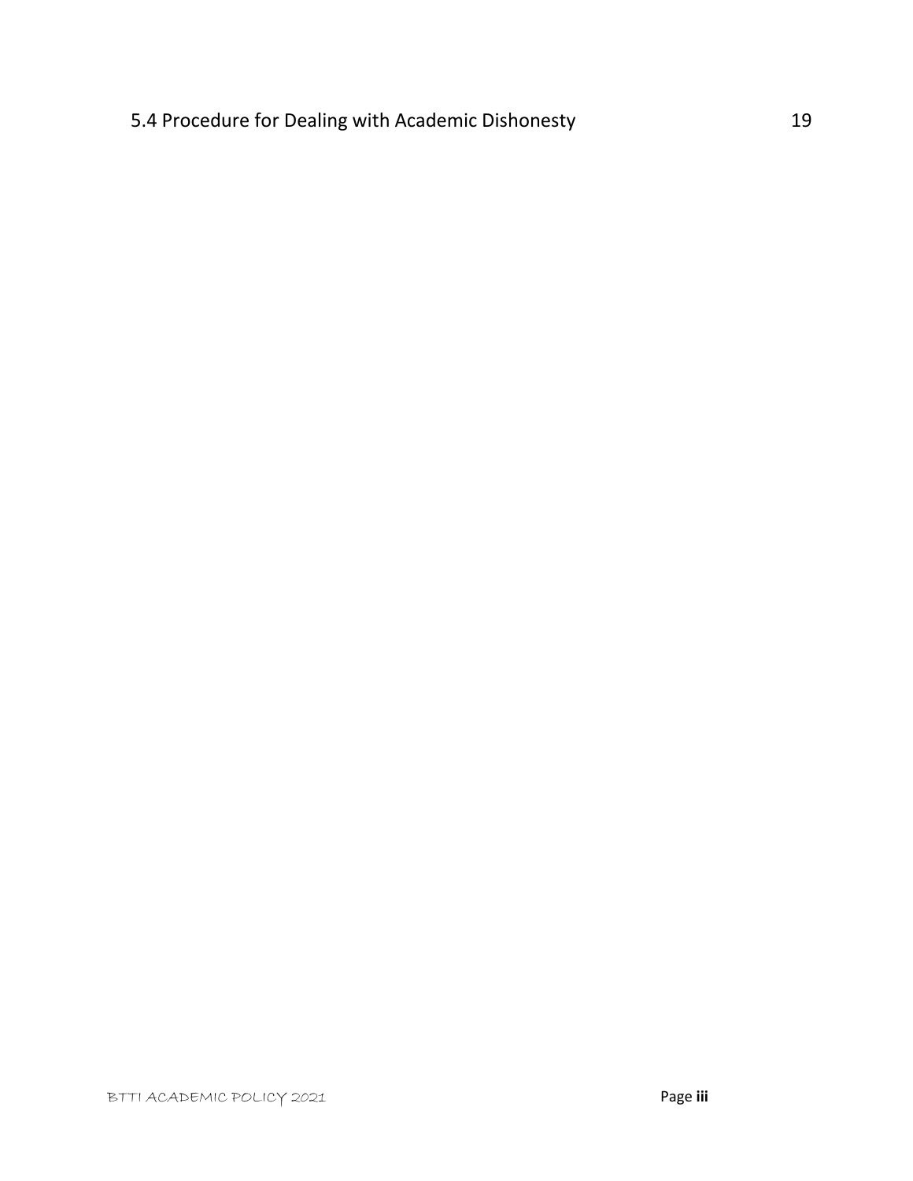5.4 Procedure for Dealing with Academic Dishonesty 19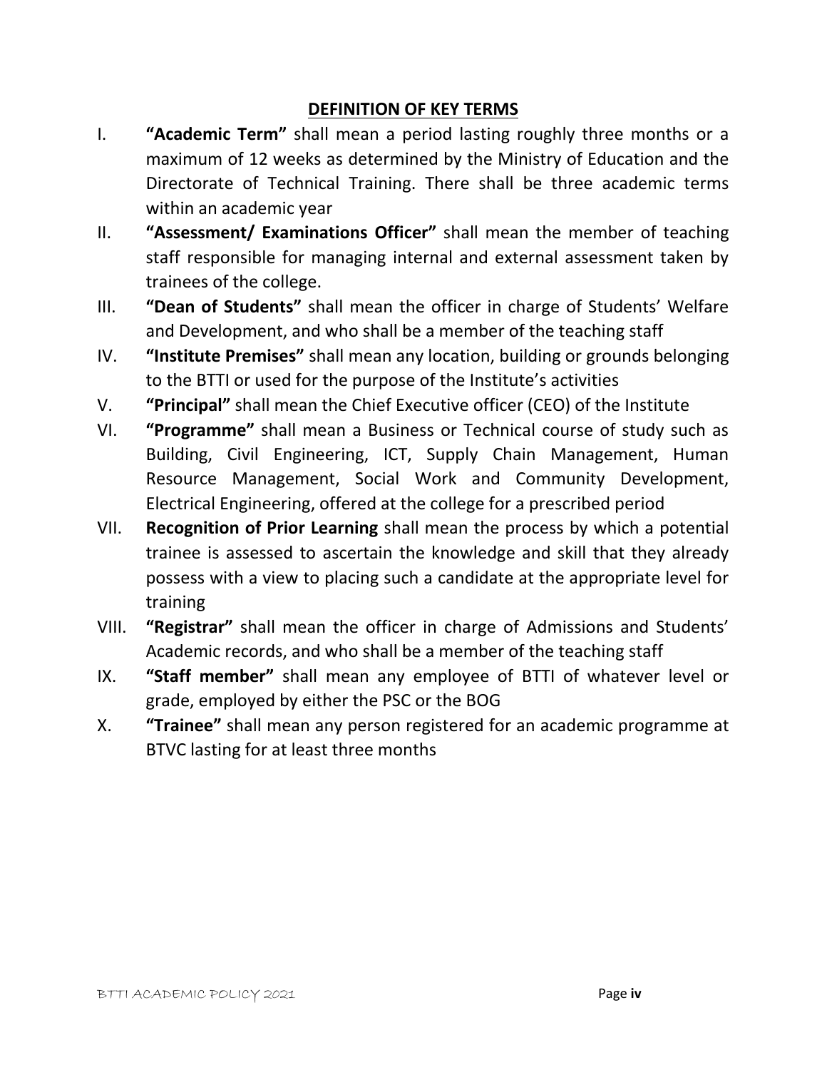## DEFINITION OF KEY TERMS

I. **"Academic Term"** shall mean a period lasting roughly three months or a maximum of 12 weeks as determined by the Ministry of Education and the Directorate of Technical Training. There shall be three academic terms within an academic year

II. **"Assessment/ Examinations Officer"** shall mean the member of teaching staff responsible for managing internal and external assessment taken by trainees of the college.

III. **"Dean of Students"** shall mean the officer in charge of Students' Welfare and Development, and who shall be a member of the teaching staff

IV. **"Institute Premises"** shall mean any location, building or grounds belonging to the BTTI or used for the purpose of the Institute's activities

V. **"Principal"** shall mean the Chief Executive officer (CEO) of the Institute

VI. **"Programme"** shall mean a Business or Technical course of study such as Building, Civil Engineering, ICT, Supply Chain Management, Human Resource Management, Social Work and Community Development, Electrical Engineering, offered at the college for a prescribed period

VII. **Recognition of Prior Learning** shall mean the process by which a potential trainee is assessed to ascertain the knowledge and skill that they already possess with a view to placing such a candidate at the appropriate level for training

VIII. **"Registrar"** shall mean the officer in charge of Admissions and Students' Academic records, and who shall be a member of the teaching staff

IX. **"Staff member"** shall mean any employee of BTTI of whatever level or grade, employed by either the PSC or the BOG

X. **"Trainee"** shall mean any person registered for an academic programme at BTVC lasting for at least three months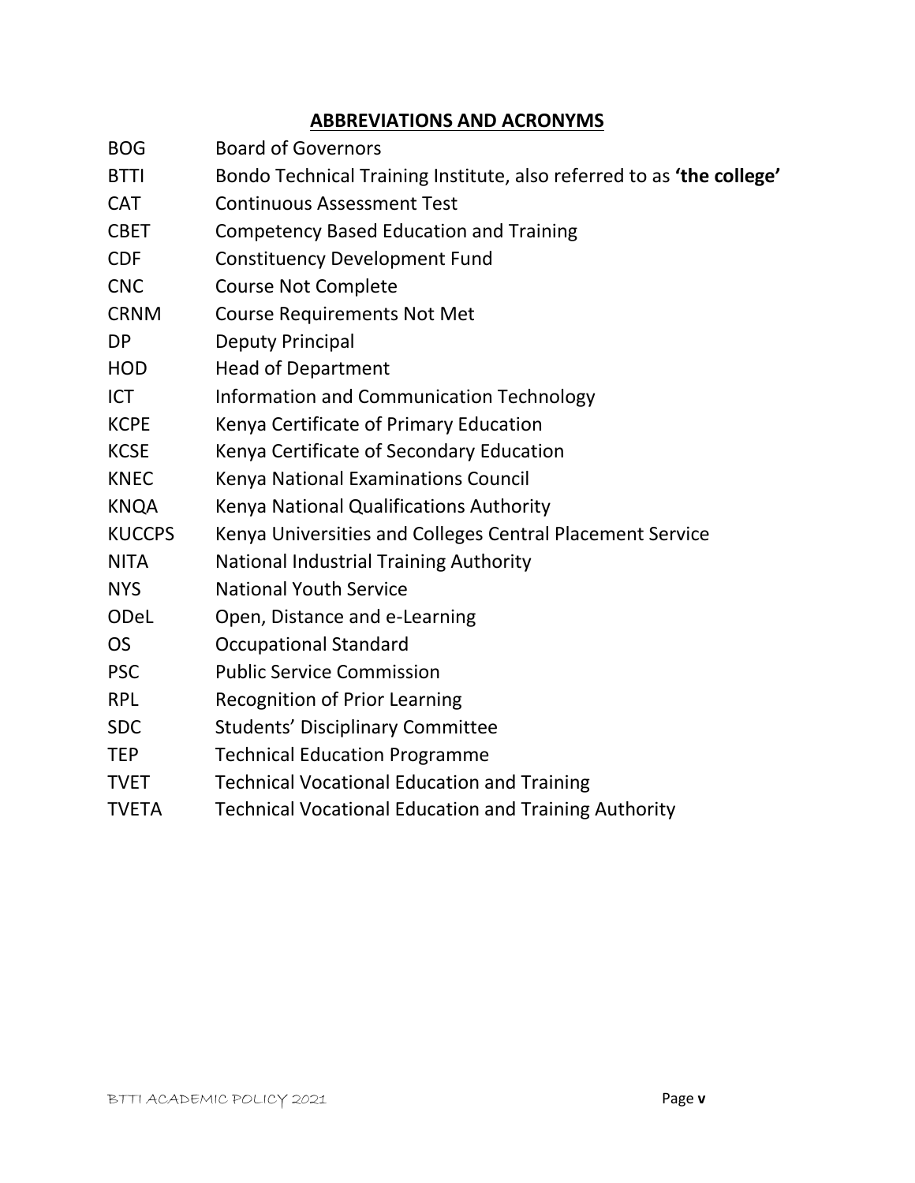## ABBREVIATIONS AND ACRONYMS

| | |
|---|---|
| BOG | Board of Governors |
| BTTI | Bondo Technical Training Institute, also referred to as **'the college'** |
| CAT | Continuous Assessment Test |
| CBET | Competency Based Education and Training |
| CDF | Constituency Development Fund |
| CNC | Course Not Complete |
| CRNM | Course Requirements Not Met |
| DP | Deputy Principal |
| HOD | Head of Department |
| ICT | Information and Communication Technology |
| KCPE | Kenya Certificate of Primary Education |
| KCSE | Kenya Certificate of Secondary Education |
| KNEC | Kenya National Examinations Council |
| KNQA | Kenya National Qualifications Authority |
| KUCCPS | Kenya Universities and Colleges Central Placement Service |
| NITA | National Industrial Training Authority |
| NYS | National Youth Service |
| ODeL | Open, Distance and e-Learning |
| OS | Occupational Standard |
| PSC | Public Service Commission |
| RPL | Recognition of Prior Learning |
| SDC | Students' Disciplinary Committee |
| TEP | Technical Education Programme |
| TVET | Technical Vocational Education and Training |
| TVETA | Technical Vocational Education and Training Authority |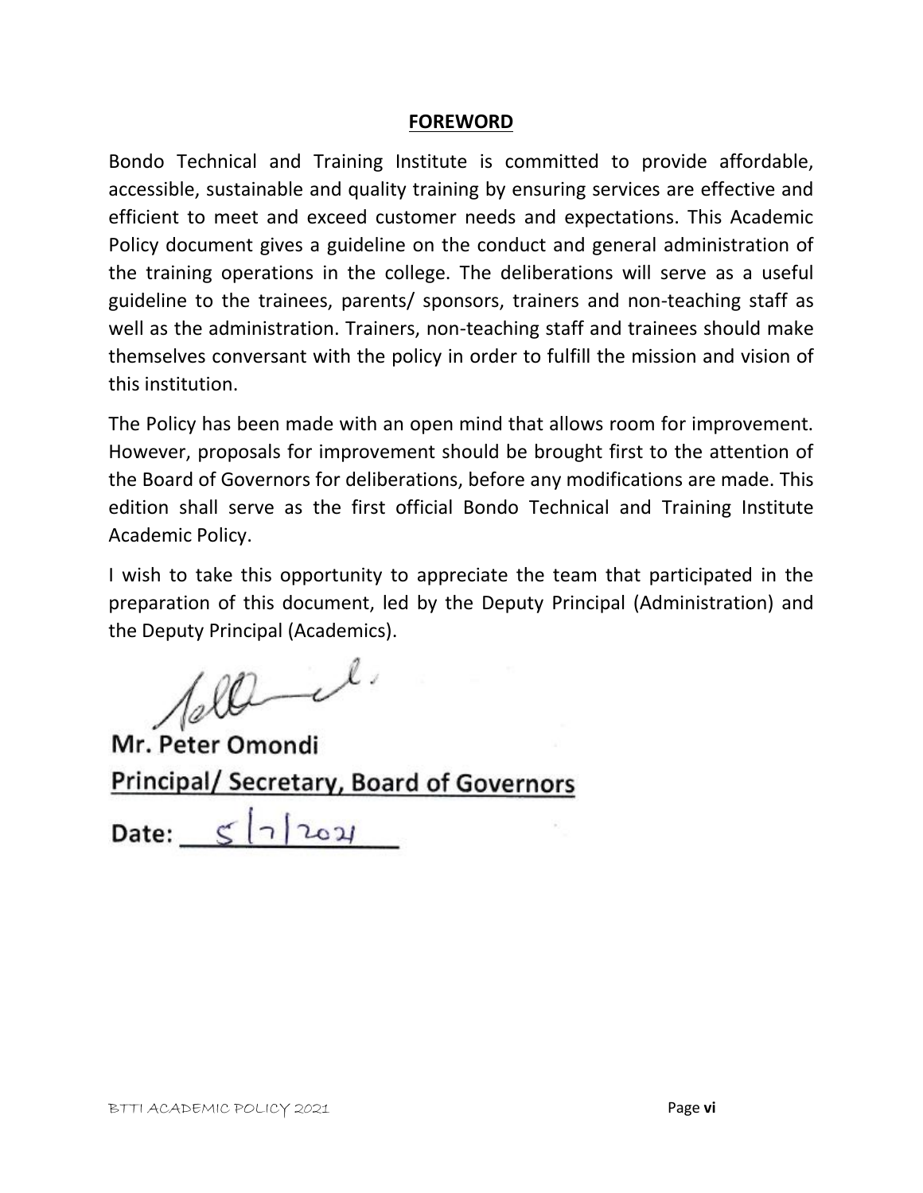## FOREWORD

Bondo Technical and Training Institute is committed to provide affordable, accessible, sustainable and quality training by ensuring services are effective and efficient to meet and exceed customer needs and expectations. This Academic Policy document gives a guideline on the conduct and general administration of the training operations in the college. The deliberations will serve as a useful guideline to the trainees, parents/ sponsors, trainers and non-teaching staff as well as the administration. Trainers, non-teaching staff and trainees should make themselves conversant with the policy in order to fulfill the mission and vision of this institution.

The Policy has been made with an open mind that allows room for improvement. However, proposals for improvement should be brought first to the attention of the Board of Governors for deliberations, before any modifications are made. This edition shall serve as the first official Bondo Technical and Training Institute Academic Policy.

I wish to take this opportunity to appreciate the team that participated in the preparation of this document, led by the Deputy Principal (Administration) and the Deputy Principal (Academics).

**Mr. Peter Omondi**

**Principal/ Secretary, Board of Governors**

**Date:** 5/7/2021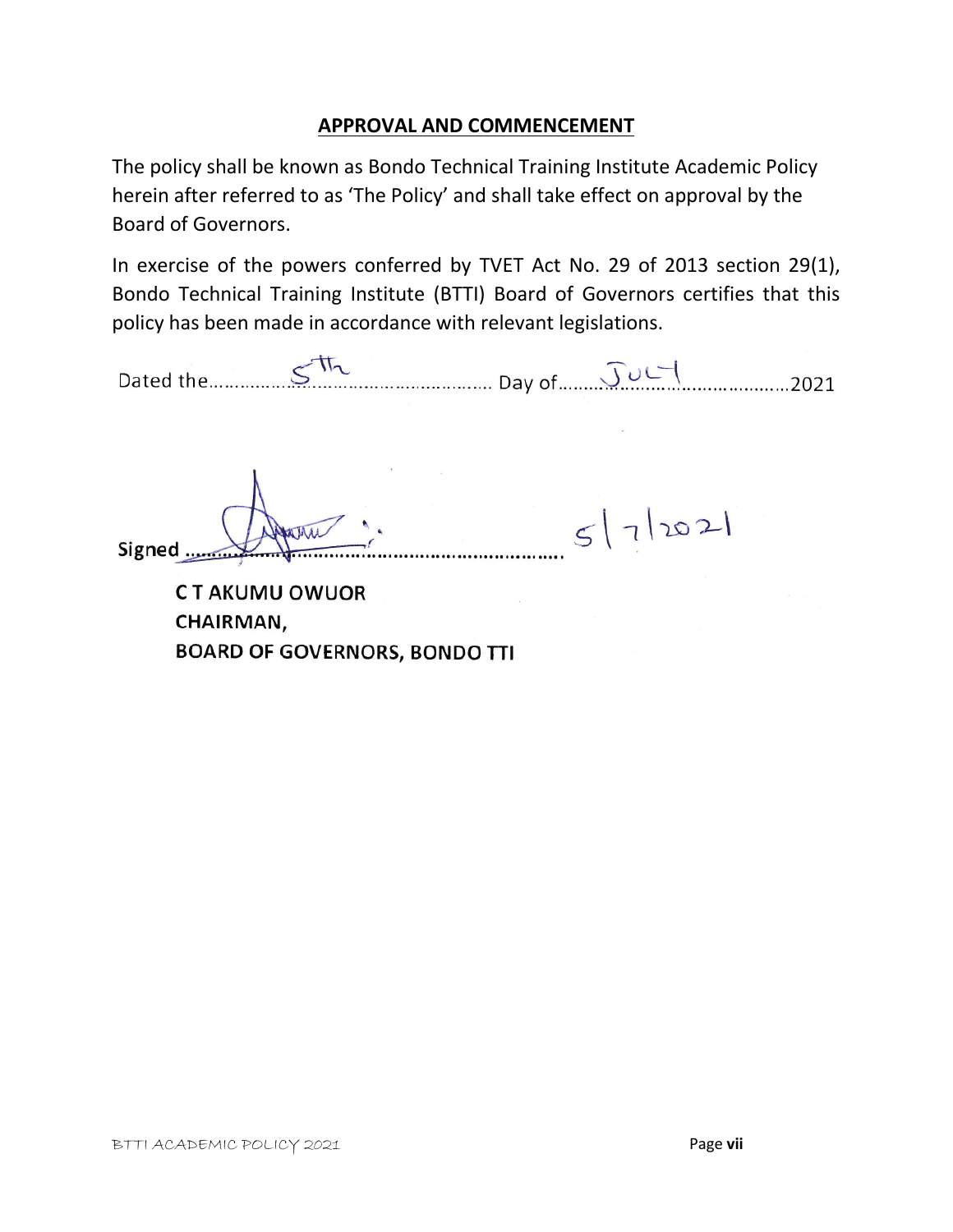## APPROVAL AND COMMENCEMENT

The policy shall be known as Bondo Technical Training Institute Academic Policy herein after referred to as 'The Policy' and shall take effect on approval by the Board of Governors.

In exercise of the powers conferred by TVET Act No. 29 of 2013 section 29(1), Bondo Technical Training Institute (BTTI) Board of Governors certifies that this policy has been made in accordance with relevant legislations.

Dated the......5th...... Day of......July......2021

Signed .................................................. 5/7/2021

**C T AKUMU OWUOR**
**CHAIRMAN,**
**BOARD OF GOVERNORS, BONDO TTI**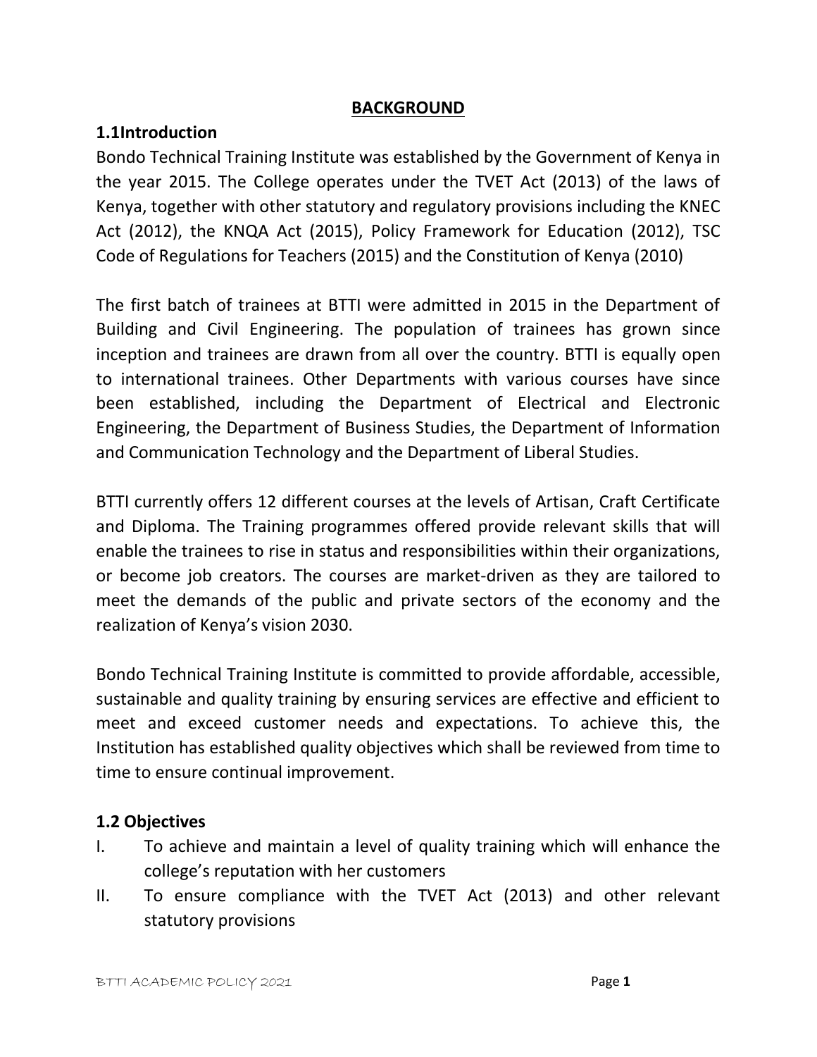## BACKGROUND

### 1.1Introduction

Bondo Technical Training Institute was established by the Government of Kenya in the year 2015. The College operates under the TVET Act (2013) of the laws of Kenya, together with other statutory and regulatory provisions including the KNEC Act (2012), the KNQA Act (2015), Policy Framework for Education (2012), TSC Code of Regulations for Teachers (2015) and the Constitution of Kenya (2010)

The first batch of trainees at BTTI were admitted in 2015 in the Department of Building and Civil Engineering. The population of trainees has grown since inception and trainees are drawn from all over the country. BTTI is equally open to international trainees. Other Departments with various courses have since been established, including the Department of Electrical and Electronic Engineering, the Department of Business Studies, the Department of Information and Communication Technology and the Department of Liberal Studies.

BTTI currently offers 12 different courses at the levels of Artisan, Craft Certificate and Diploma. The Training programmes offered provide relevant skills that will enable the trainees to rise in status and responsibilities within their organizations, or become job creators. The courses are market-driven as they are tailored to meet the demands of the public and private sectors of the economy and the realization of Kenya's vision 2030.

Bondo Technical Training Institute is committed to provide affordable, accessible, sustainable and quality training by ensuring services are effective and efficient to meet and exceed customer needs and expectations. To achieve this, the Institution has established quality objectives which shall be reviewed from time to time to ensure continual improvement.

### 1.2 Objectives

I. To achieve and maintain a level of quality training which will enhance the college's reputation with her customers
II. To ensure compliance with the TVET Act (2013) and other relevant statutory provisions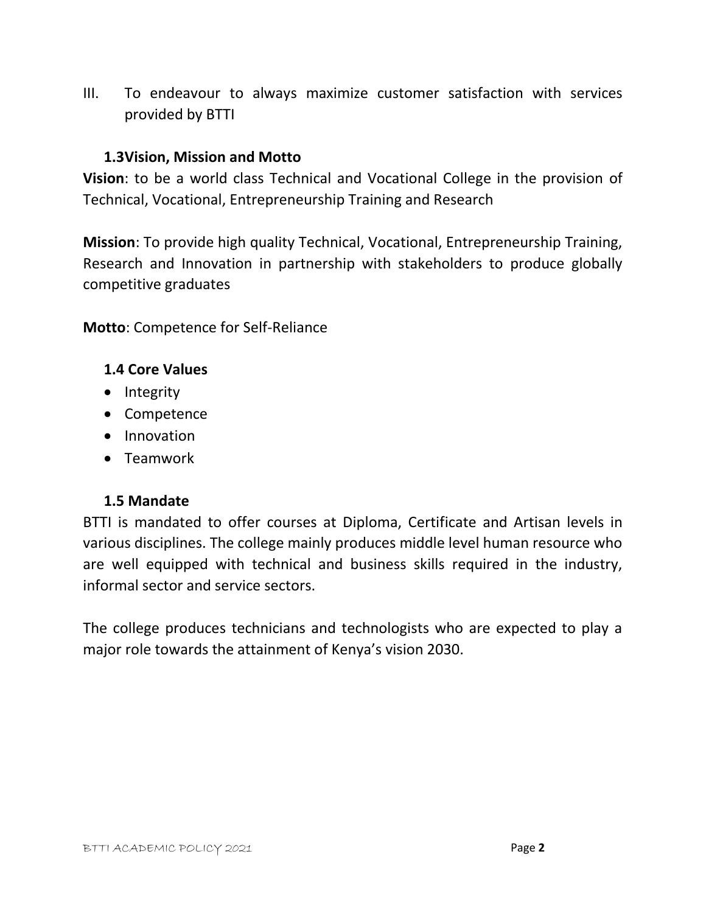III. To endeavour to always maximize customer satisfaction with services provided by BTTI

### 1.3Vision, Mission and Motto

**Vision**: to be a world class Technical and Vocational College in the provision of Technical, Vocational, Entrepreneurship Training and Research

**Mission**: To provide high quality Technical, Vocational, Entrepreneurship Training, Research and Innovation in partnership with stakeholders to produce globally competitive graduates

**Motto**: Competence for Self-Reliance

### 1.4 Core Values

- Integrity
- Competence
- Innovation
- Teamwork

### 1.5 Mandate

BTTI is mandated to offer courses at Diploma, Certificate and Artisan levels in various disciplines. The college mainly produces middle level human resource who are well equipped with technical and business skills required in the industry, informal sector and service sectors.

The college produces technicians and technologists who are expected to play a major role towards the attainment of Kenya's vision 2030.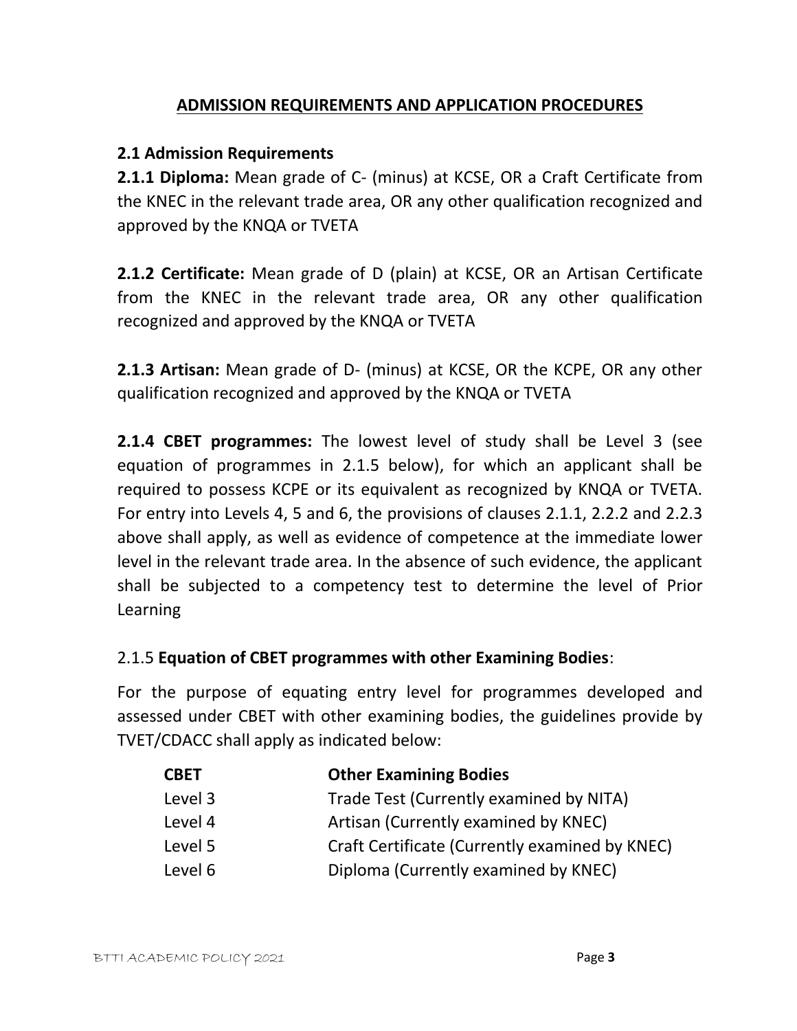## ADMISSION REQUIREMENTS AND APPLICATION PROCEDURES

### 2.1 Admission Requirements

**2.1.1 Diploma:** Mean grade of C- (minus) at KCSE, OR a Craft Certificate from the KNEC in the relevant trade area, OR any other qualification recognized and approved by the KNQA or TVETA

**2.1.2 Certificate:** Mean grade of D (plain) at KCSE, OR an Artisan Certificate from the KNEC in the relevant trade area, OR any other qualification recognized and approved by the KNQA or TVETA

**2.1.3 Artisan:** Mean grade of D- (minus) at KCSE, OR the KCPE, OR any other qualification recognized and approved by the KNQA or TVETA

**2.1.4 CBET programmes:** The lowest level of study shall be Level 3 (see equation of programmes in 2.1.5 below), for which an applicant shall be required to possess KCPE or its equivalent as recognized by KNQA or TVETA. For entry into Levels 4, 5 and 6, the provisions of clauses 2.1.1, 2.2.2 and 2.2.3 above shall apply, as well as evidence of competence at the immediate lower level in the relevant trade area. In the absence of such evidence, the applicant shall be subjected to a competency test to determine the level of Prior Learning

2.1.5 **Equation of CBET programmes with other Examining Bodies**:

For the purpose of equating entry level for programmes developed and assessed under CBET with other examining bodies, the guidelines provide by TVET/CDACC shall apply as indicated below:

| CBET | Other Examining Bodies |
|---|---|
| Level 3 | Trade Test (Currently examined by NITA) |
| Level 4 | Artisan (Currently examined by KNEC) |
| Level 5 | Craft Certificate (Currently examined by KNEC) |
| Level 6 | Diploma (Currently examined by KNEC) |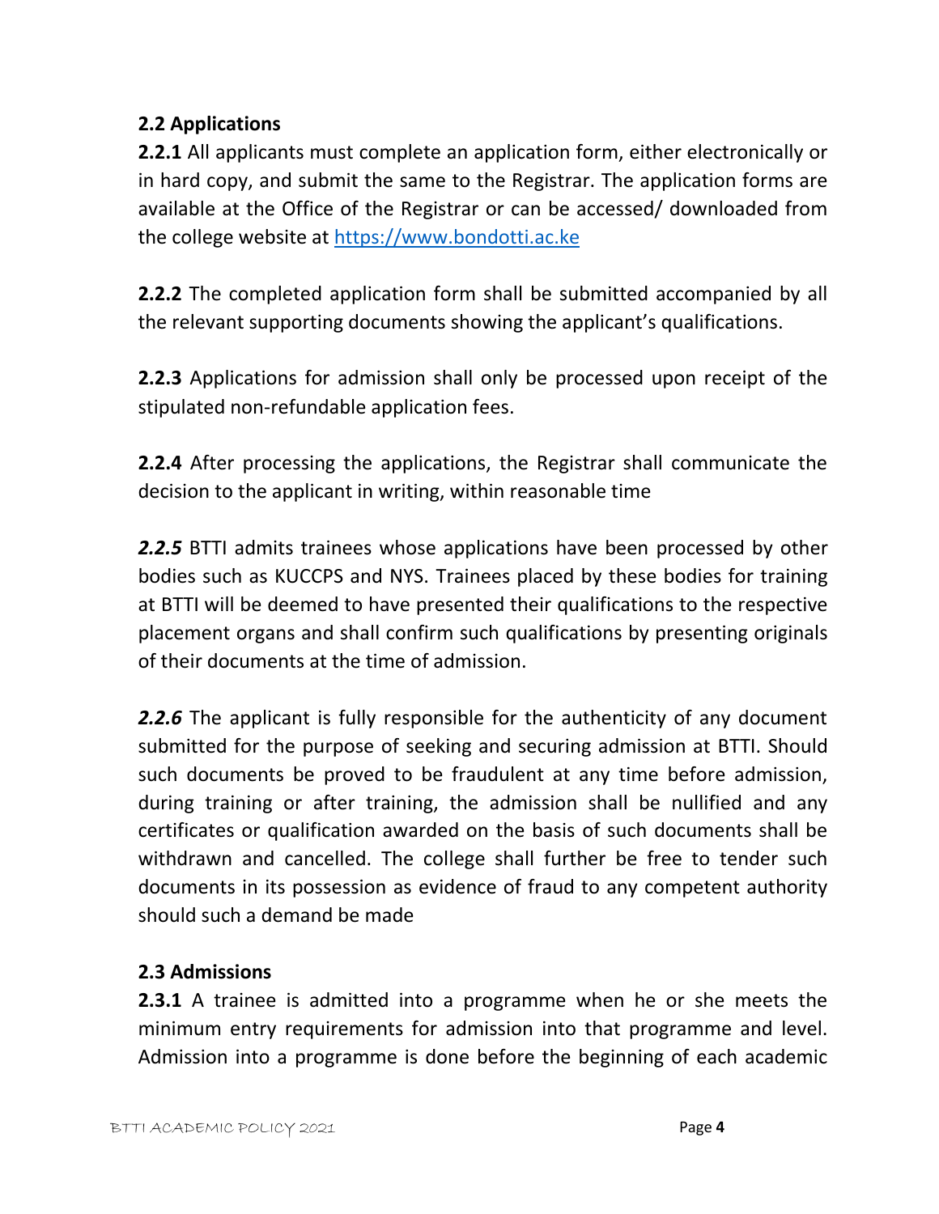## 2.2 Applications

**2.2.1** All applicants must complete an application form, either electronically or in hard copy, and submit the same to the Registrar. The application forms are available at the Office of the Registrar or can be accessed/ downloaded from the college website at [https://www.bondotti.ac.ke](https://www.bondotti.ac.ke)

**2.2.2** The completed application form shall be submitted accompanied by all the relevant supporting documents showing the applicant's qualifications.

**2.2.3** Applications for admission shall only be processed upon receipt of the stipulated non-refundable application fees.

**2.2.4** After processing the applications, the Registrar shall communicate the decision to the applicant in writing, within reasonable time

***2.2.5*** BTTI admits trainees whose applications have been processed by other bodies such as KUCCPS and NYS. Trainees placed by these bodies for training at BTTI will be deemed to have presented their qualifications to the respective placement organs and shall confirm such qualifications by presenting originals of their documents at the time of admission.

***2.2.6*** The applicant is fully responsible for the authenticity of any document submitted for the purpose of seeking and securing admission at BTTI. Should such documents be proved to be fraudulent at any time before admission, during training or after training, the admission shall be nullified and any certificates or qualification awarded on the basis of such documents shall be withdrawn and cancelled. The college shall further be free to tender such documents in its possession as evidence of fraud to any competent authority should such a demand be made

## 2.3 Admissions

**2.3.1** A trainee is admitted into a programme when he or she meets the minimum entry requirements for admission into that programme and level. Admission into a programme is done before the beginning of each academic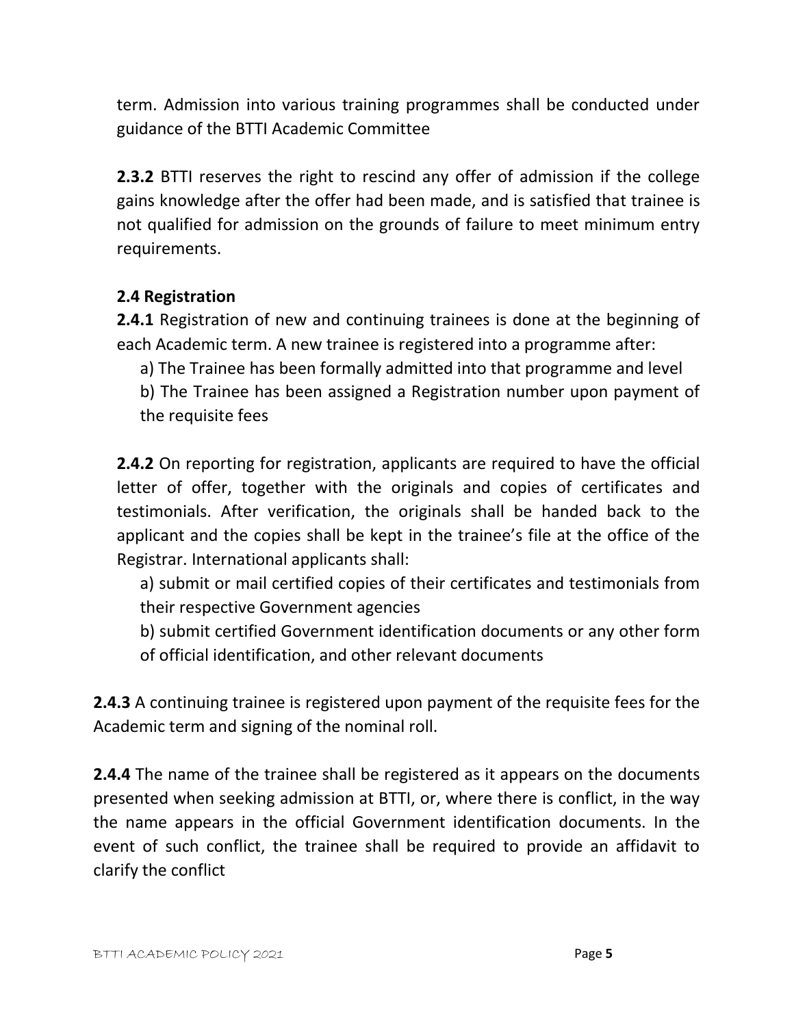term. Admission into various training programmes shall be conducted under guidance of the BTTI Academic Committee

**2.3.2** BTTI reserves the right to rescind any offer of admission if the college gains knowledge after the offer had been made, and is satisfied that trainee is not qualified for admission on the grounds of failure to meet minimum entry requirements.

### 2.4 Registration

**2.4.1** Registration of new and continuing trainees is done at the beginning of each Academic term. A new trainee is registered into a programme after:

a) The Trainee has been formally admitted into that programme and level

b) The Trainee has been assigned a Registration number upon payment of the requisite fees

**2.4.2** On reporting for registration, applicants are required to have the official letter of offer, together with the originals and copies of certificates and testimonials. After verification, the originals shall be handed back to the applicant and the copies shall be kept in the trainee's file at the office of the Registrar. International applicants shall:

a) submit or mail certified copies of their certificates and testimonials from their respective Government agencies

b) submit certified Government identification documents or any other form of official identification, and other relevant documents

**2.4.3** A continuing trainee is registered upon payment of the requisite fees for the Academic term and signing of the nominal roll.

**2.4.4** The name of the trainee shall be registered as it appears on the documents presented when seeking admission at BTTI, or, where there is conflict, in the way the name appears in the official Government identification documents. In the event of such conflict, the trainee shall be required to provide an affidavit to clarify the conflict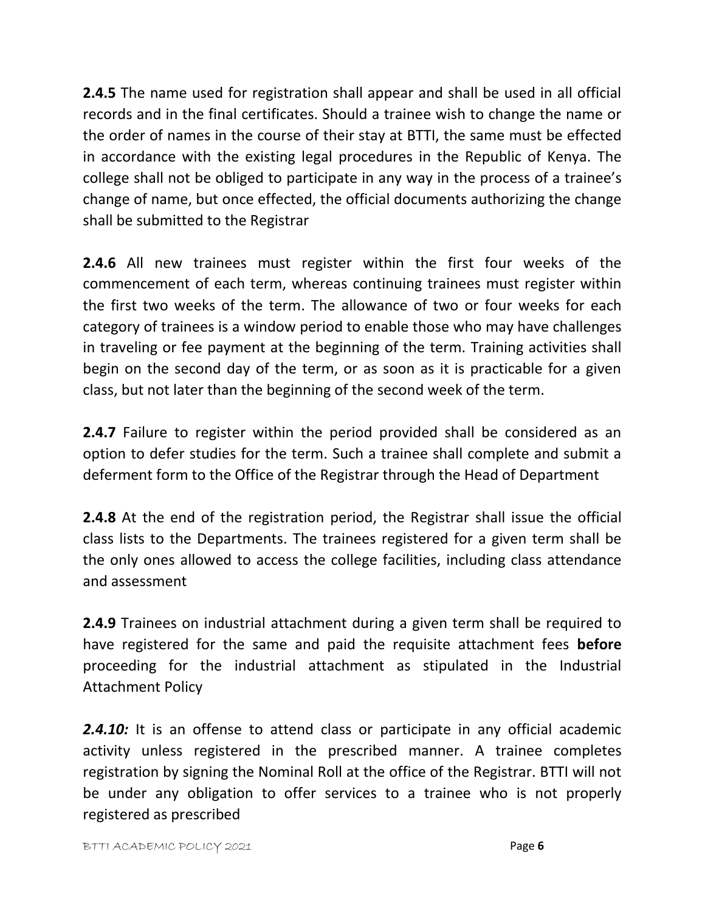**2.4.5** The name used for registration shall appear and shall be used in all official records and in the final certificates. Should a trainee wish to change the name or the order of names in the course of their stay at BTTI, the same must be effected in accordance with the existing legal procedures in the Republic of Kenya. The college shall not be obliged to participate in any way in the process of a trainee's change of name, but once effected, the official documents authorizing the change shall be submitted to the Registrar

**2.4.6** All new trainees must register within the first four weeks of the commencement of each term, whereas continuing trainees must register within the first two weeks of the term. The allowance of two or four weeks for each category of trainees is a window period to enable those who may have challenges in traveling or fee payment at the beginning of the term. Training activities shall begin on the second day of the term, or as soon as it is practicable for a given class, but not later than the beginning of the second week of the term.

**2.4.7** Failure to register within the period provided shall be considered as an option to defer studies for the term. Such a trainee shall complete and submit a deferment form to the Office of the Registrar through the Head of Department

**2.4.8** At the end of the registration period, the Registrar shall issue the official class lists to the Departments. The trainees registered for a given term shall be the only ones allowed to access the college facilities, including class attendance and assessment

**2.4.9** Trainees on industrial attachment during a given term shall be required to have registered for the same and paid the requisite attachment fees **before** proceeding for the industrial attachment as stipulated in the Industrial Attachment Policy

***2.4.10:*** It is an offense to attend class or participate in any official academic activity unless registered in the prescribed manner. A trainee completes registration by signing the Nominal Roll at the office of the Registrar. BTTI will not be under any obligation to offer services to a trainee who is not properly registered as prescribed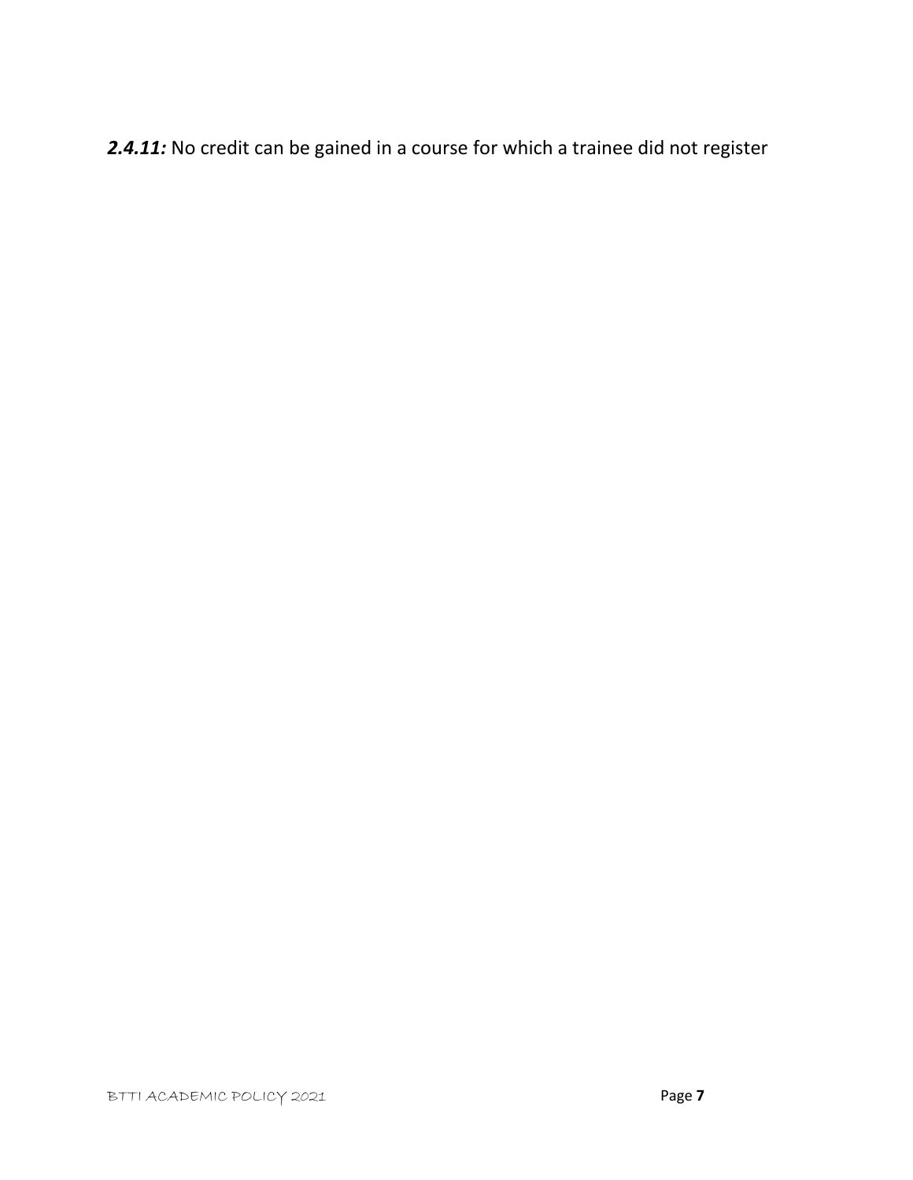***2.4.11:*** No credit can be gained in a course for which a trainee did not register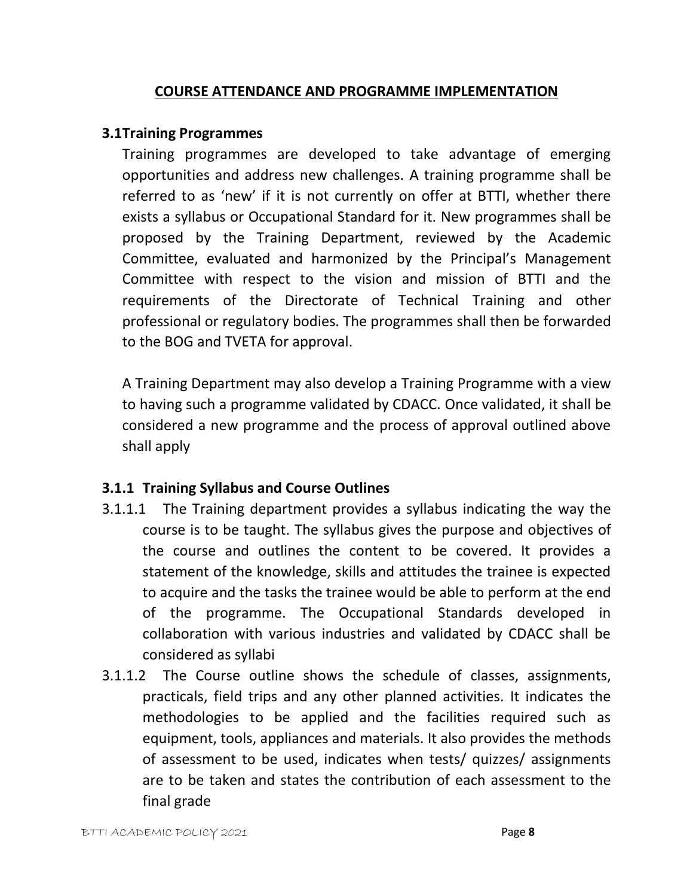## COURSE ATTENDANCE AND PROGRAMME IMPLEMENTATION

### 3.1Training Programmes

Training programmes are developed to take advantage of emerging opportunities and address new challenges. A training programme shall be referred to as 'new' if it is not currently on offer at BTTI, whether there exists a syllabus or Occupational Standard for it. New programmes shall be proposed by the Training Department, reviewed by the Academic Committee, evaluated and harmonized by the Principal's Management Committee with respect to the vision and mission of BTTI and the requirements of the Directorate of Technical Training and other professional or regulatory bodies. The programmes shall then be forwarded to the BOG and TVETA for approval.

A Training Department may also develop a Training Programme with a view to having such a programme validated by CDACC. Once validated, it shall be considered a new programme and the process of approval outlined above shall apply

### 3.1.1 Training Syllabus and Course Outlines

3.1.1.1 The Training department provides a syllabus indicating the way the course is to be taught. The syllabus gives the purpose and objectives of the course and outlines the content to be covered. It provides a statement of the knowledge, skills and attitudes the trainee is expected to acquire and the tasks the trainee would be able to perform at the end of the programme. The Occupational Standards developed in collaboration with various industries and validated by CDACC shall be considered as syllabi

3.1.1.2 The Course outline shows the schedule of classes, assignments, practicals, field trips and any other planned activities. It indicates the methodologies to be applied and the facilities required such as equipment, tools, appliances and materials. It also provides the methods of assessment to be used, indicates when tests/ quizzes/ assignments are to be taken and states the contribution of each assessment to the final grade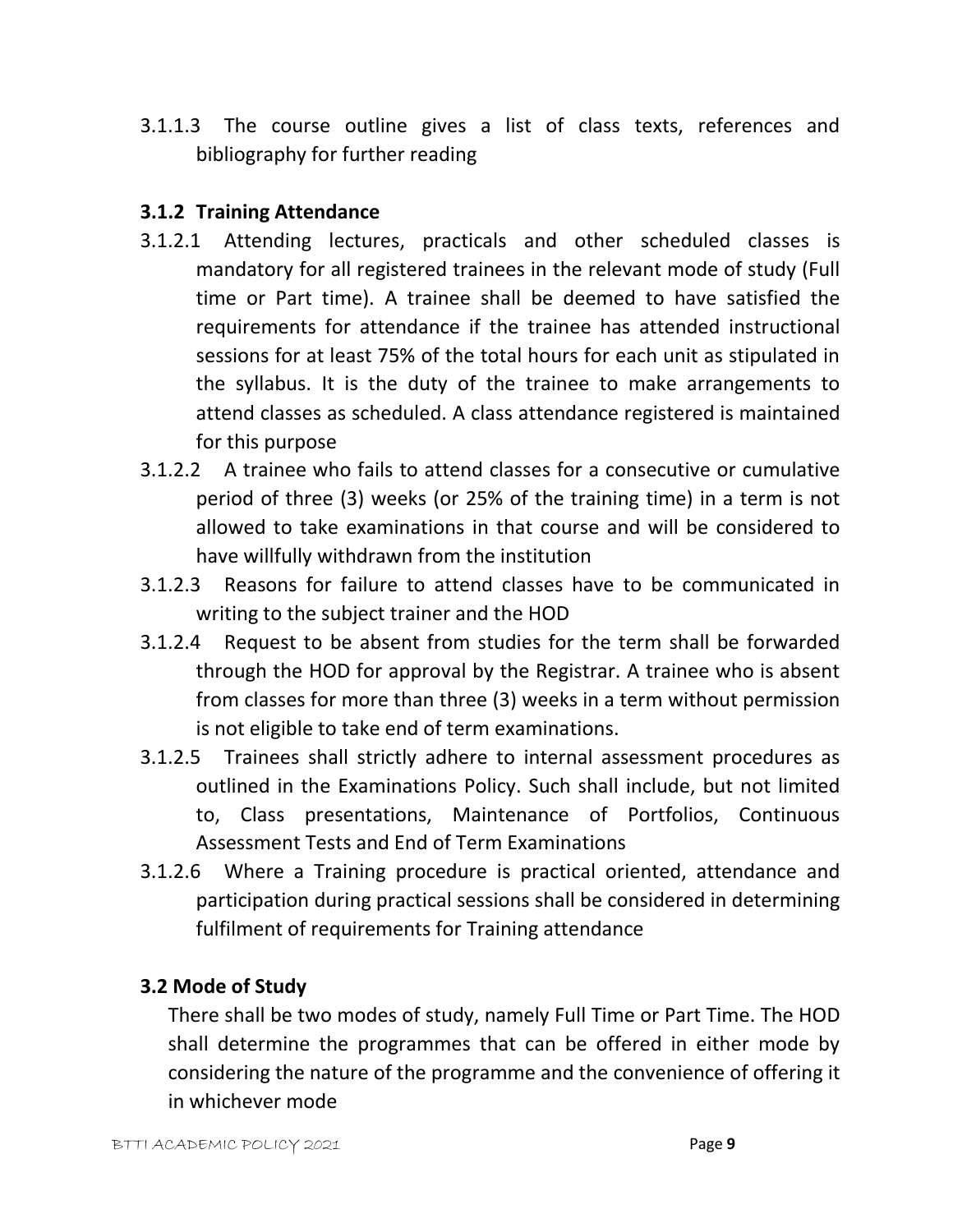3.1.1.3 The course outline gives a list of class texts, references and bibliography for further reading

### 3.1.2 Training Attendance

3.1.2.1 Attending lectures, practicals and other scheduled classes is mandatory for all registered trainees in the relevant mode of study (Full time or Part time). A trainee shall be deemed to have satisfied the requirements for attendance if the trainee has attended instructional sessions for at least 75% of the total hours for each unit as stipulated in the syllabus. It is the duty of the trainee to make arrangements to attend classes as scheduled. A class attendance registered is maintained for this purpose

3.1.2.2 A trainee who fails to attend classes for a consecutive or cumulative period of three (3) weeks (or 25% of the training time) in a term is not allowed to take examinations in that course and will be considered to have willfully withdrawn from the institution

3.1.2.3 Reasons for failure to attend classes have to be communicated in writing to the subject trainer and the HOD

3.1.2.4 Request to be absent from studies for the term shall be forwarded through the HOD for approval by the Registrar. A trainee who is absent from classes for more than three (3) weeks in a term without permission is not eligible to take end of term examinations.

3.1.2.5 Trainees shall strictly adhere to internal assessment procedures as outlined in the Examinations Policy. Such shall include, but not limited to, Class presentations, Maintenance of Portfolios, Continuous Assessment Tests and End of Term Examinations

3.1.2.6 Where a Training procedure is practical oriented, attendance and participation during practical sessions shall be considered in determining fulfilment of requirements for Training attendance

## 3.2 Mode of Study

There shall be two modes of study, namely Full Time or Part Time. The HOD shall determine the programmes that can be offered in either mode by considering the nature of the programme and the convenience of offering it in whichever mode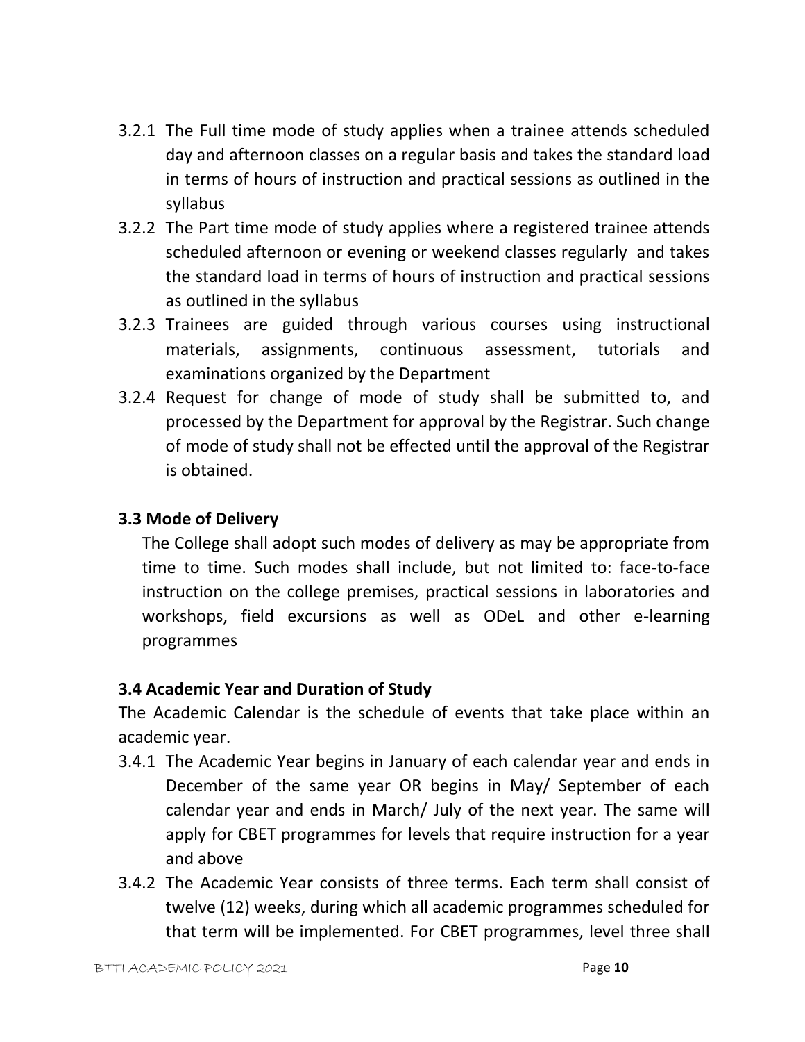3.2.1 The Full time mode of study applies when a trainee attends scheduled day and afternoon classes on a regular basis and takes the standard load in terms of hours of instruction and practical sessions as outlined in the syllabus

3.2.2 The Part time mode of study applies where a registered trainee attends scheduled afternoon or evening or weekend classes regularly and takes the standard load in terms of hours of instruction and practical sessions as outlined in the syllabus

3.2.3 Trainees are guided through various courses using instructional materials, assignments, continuous assessment, tutorials and examinations organized by the Department

3.2.4 Request for change of mode of study shall be submitted to, and processed by the Department for approval by the Registrar. Such change of mode of study shall not be effected until the approval of the Registrar is obtained.

### 3.3 Mode of Delivery

The College shall adopt such modes of delivery as may be appropriate from time to time. Such modes shall include, but not limited to: face-to-face instruction on the college premises, practical sessions in laboratories and workshops, field excursions as well as ODeL and other e-learning programmes

### 3.4 Academic Year and Duration of Study

The Academic Calendar is the schedule of events that take place within an academic year.

3.4.1 The Academic Year begins in January of each calendar year and ends in December of the same year OR begins in May/ September of each calendar year and ends in March/ July of the next year. The same will apply for CBET programmes for levels that require instruction for a year and above

3.4.2 The Academic Year consists of three terms. Each term shall consist of twelve (12) weeks, during which all academic programmes scheduled for that term will be implemented. For CBET programmes, level three shall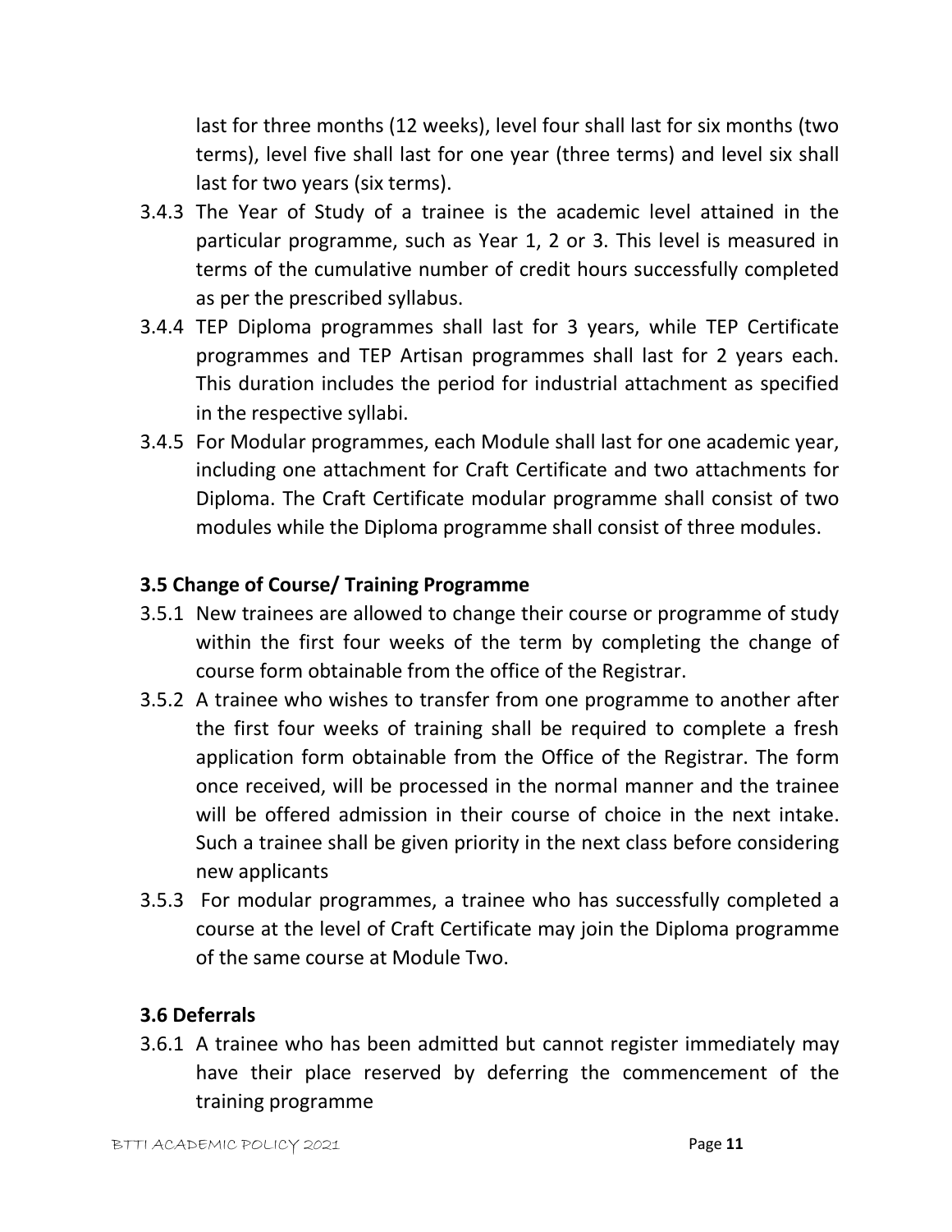last for three months (12 weeks), level four shall last for six months (two terms), level five shall last for one year (three terms) and level six shall last for two years (six terms).

3.4.3 The Year of Study of a trainee is the academic level attained in the particular programme, such as Year 1, 2 or 3. This level is measured in terms of the cumulative number of credit hours successfully completed as per the prescribed syllabus.

3.4.4 TEP Diploma programmes shall last for 3 years, while TEP Certificate programmes and TEP Artisan programmes shall last for 2 years each. This duration includes the period for industrial attachment as specified in the respective syllabi.

3.4.5 For Modular programmes, each Module shall last for one academic year, including one attachment for Craft Certificate and two attachments for Diploma. The Craft Certificate modular programme shall consist of two modules while the Diploma programme shall consist of three modules.

### 3.5 Change of Course/ Training Programme

3.5.1 New trainees are allowed to change their course or programme of study within the first four weeks of the term by completing the change of course form obtainable from the office of the Registrar.

3.5.2 A trainee who wishes to transfer from one programme to another after the first four weeks of training shall be required to complete a fresh application form obtainable from the Office of the Registrar. The form once received, will be processed in the normal manner and the trainee will be offered admission in their course of choice in the next intake. Such a trainee shall be given priority in the next class before considering new applicants

3.5.3 For modular programmes, a trainee who has successfully completed a course at the level of Craft Certificate may join the Diploma programme of the same course at Module Two.

### 3.6 Deferrals

3.6.1 A trainee who has been admitted but cannot register immediately may have their place reserved by deferring the commencement of the training programme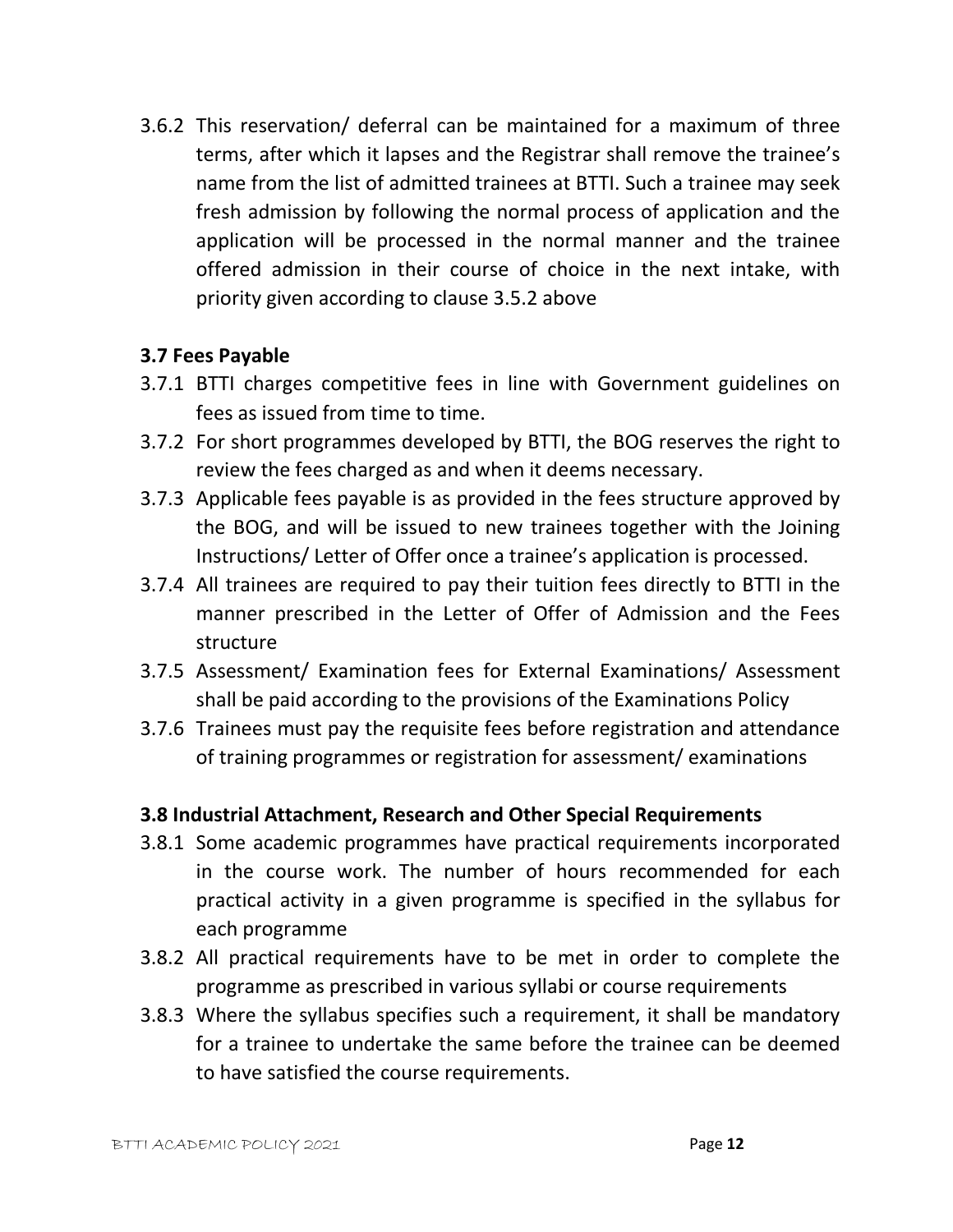3.6.2 This reservation/ deferral can be maintained for a maximum of three terms, after which it lapses and the Registrar shall remove the trainee's name from the list of admitted trainees at BTTI. Such a trainee may seek fresh admission by following the normal process of application and the application will be processed in the normal manner and the trainee offered admission in their course of choice in the next intake, with priority given according to clause 3.5.2 above

### 3.7 Fees Payable

3.7.1 BTTI charges competitive fees in line with Government guidelines on fees as issued from time to time.

3.7.2 For short programmes developed by BTTI, the BOG reserves the right to review the fees charged as and when it deems necessary.

3.7.3 Applicable fees payable is as provided in the fees structure approved by the BOG, and will be issued to new trainees together with the Joining Instructions/ Letter of Offer once a trainee's application is processed.

3.7.4 All trainees are required to pay their tuition fees directly to BTTI in the manner prescribed in the Letter of Offer of Admission and the Fees structure

3.7.5 Assessment/ Examination fees for External Examinations/ Assessment shall be paid according to the provisions of the Examinations Policy

3.7.6 Trainees must pay the requisite fees before registration and attendance of training programmes or registration for assessment/ examinations

### 3.8 Industrial Attachment, Research and Other Special Requirements

3.8.1 Some academic programmes have practical requirements incorporated in the course work. The number of hours recommended for each practical activity in a given programme is specified in the syllabus for each programme

3.8.2 All practical requirements have to be met in order to complete the programme as prescribed in various syllabi or course requirements

3.8.3 Where the syllabus specifies such a requirement, it shall be mandatory for a trainee to undertake the same before the trainee can be deemed to have satisfied the course requirements.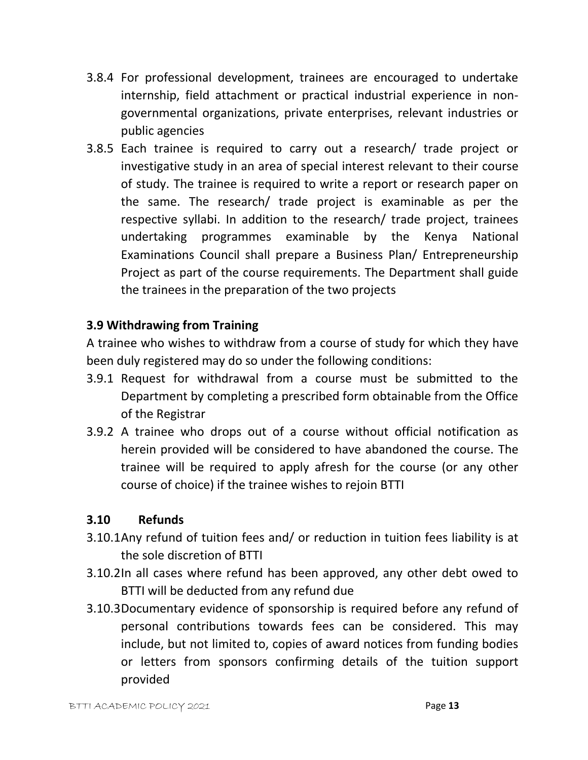3.8.4 For professional development, trainees are encouraged to undertake internship, field attachment or practical industrial experience in non-governmental organizations, private enterprises, relevant industries or public agencies

3.8.5 Each trainee is required to carry out a research/ trade project or investigative study in an area of special interest relevant to their course of study. The trainee is required to write a report or research paper on the same. The research/ trade project is examinable as per the respective syllabi. In addition to the research/ trade project, trainees undertaking programmes examinable by the Kenya National Examinations Council shall prepare a Business Plan/ Entrepreneurship Project as part of the course requirements. The Department shall guide the trainees in the preparation of the two projects

### 3.9 Withdrawing from Training

A trainee who wishes to withdraw from a course of study for which they have been duly registered may do so under the following conditions:

3.9.1 Request for withdrawal from a course must be submitted to the Department by completing a prescribed form obtainable from the Office of the Registrar

3.9.2 A trainee who drops out of a course without official notification as herein provided will be considered to have abandoned the course. The trainee will be required to apply afresh for the course (or any other course of choice) if the trainee wishes to rejoin BTTI

### 3.10 Refunds

3.10.1 Any refund of tuition fees and/ or reduction in tuition fees liability is at the sole discretion of BTTI

3.10.2 In all cases where refund has been approved, any other debt owed to BTTI will be deducted from any refund due

3.10.3 Documentary evidence of sponsorship is required before any refund of personal contributions towards fees can be considered. This may include, but not limited to, copies of award notices from funding bodies or letters from sponsors confirming details of the tuition support provided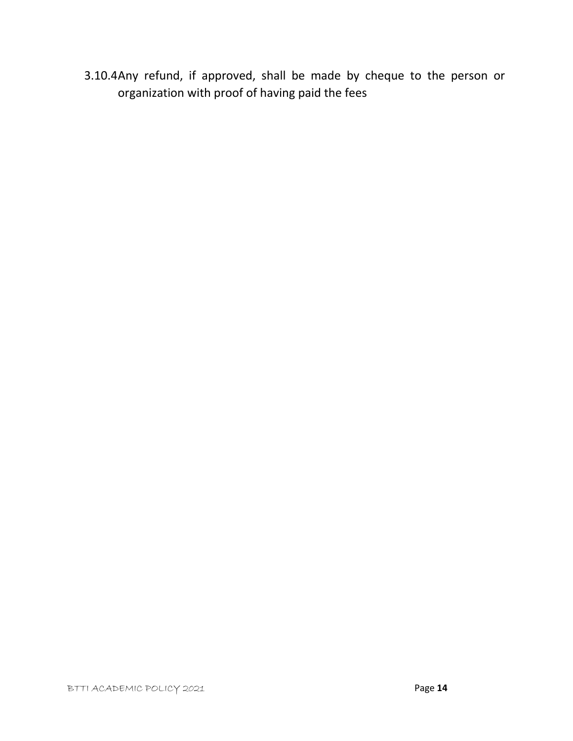3.10.4 Any refund, if approved, shall be made by cheque to the person or organization with proof of having paid the fees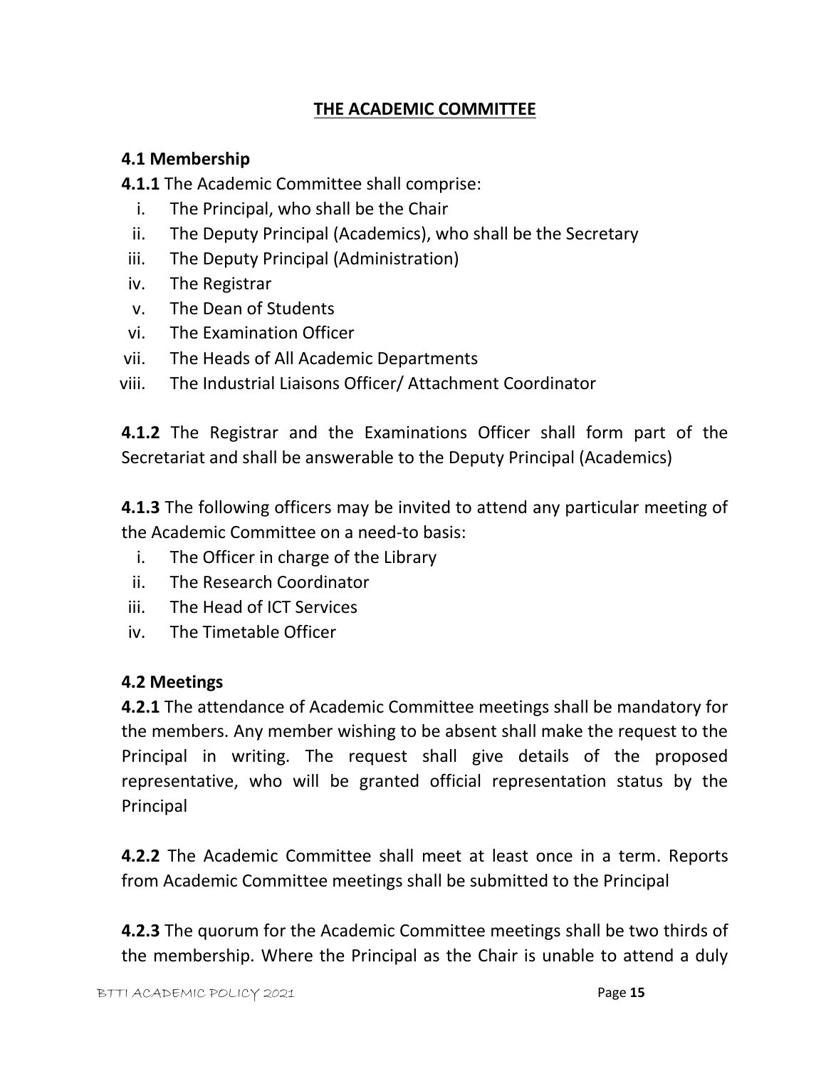## THE ACADEMIC COMMITTEE

### 4.1 Membership

**4.1.1** The Academic Committee shall comprise:

i. The Principal, who shall be the Chair
ii. The Deputy Principal (Academics), who shall be the Secretary
iii. The Deputy Principal (Administration)
iv. The Registrar
v. The Dean of Students
vi. The Examination Officer
vii. The Heads of All Academic Departments
viii. The Industrial Liaisons Officer/ Attachment Coordinator

**4.1.2** The Registrar and the Examinations Officer shall form part of the Secretariat and shall be answerable to the Deputy Principal (Academics)

**4.1.3** The following officers may be invited to attend any particular meeting of the Academic Committee on a need-to basis:

i. The Officer in charge of the Library
ii. The Research Coordinator
iii. The Head of ICT Services
iv. The Timetable Officer

### 4.2 Meetings

**4.2.1** The attendance of Academic Committee meetings shall be mandatory for the members. Any member wishing to be absent shall make the request to the Principal in writing. The request shall give details of the proposed representative, who will be granted official representation status by the Principal

**4.2.2** The Academic Committee shall meet at least once in a term. Reports from Academic Committee meetings shall be submitted to the Principal

**4.2.3** The quorum for the Academic Committee meetings shall be two thirds of the membership. Where the Principal as the Chair is unable to attend a duly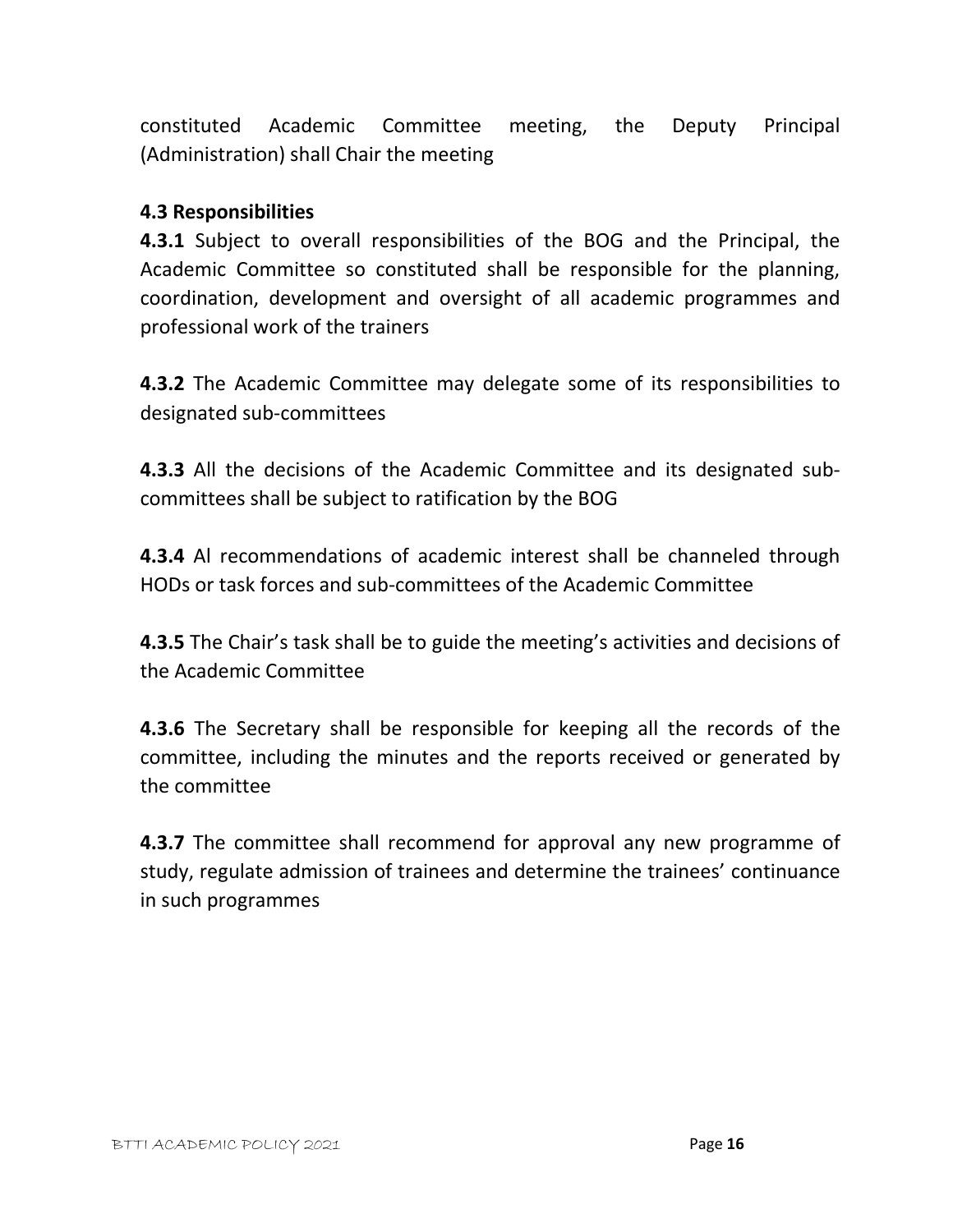constituted Academic Committee meeting, the Deputy Principal (Administration) shall Chair the meeting

**4.3 Responsibilities**

**4.3.1** Subject to overall responsibilities of the BOG and the Principal, the Academic Committee so constituted shall be responsible for the planning, coordination, development and oversight of all academic programmes and professional work of the trainers

**4.3.2** The Academic Committee may delegate some of its responsibilities to designated sub-committees

**4.3.3** All the decisions of the Academic Committee and its designated sub-committees shall be subject to ratification by the BOG

**4.3.4** Al recommendations of academic interest shall be channeled through HODs or task forces and sub-committees of the Academic Committee

**4.3.5** The Chair's task shall be to guide the meeting's activities and decisions of the Academic Committee

**4.3.6** The Secretary shall be responsible for keeping all the records of the committee, including the minutes and the reports received or generated by the committee

**4.3.7** The committee shall recommend for approval any new programme of study, regulate admission of trainees and determine the trainees' continuance in such programmes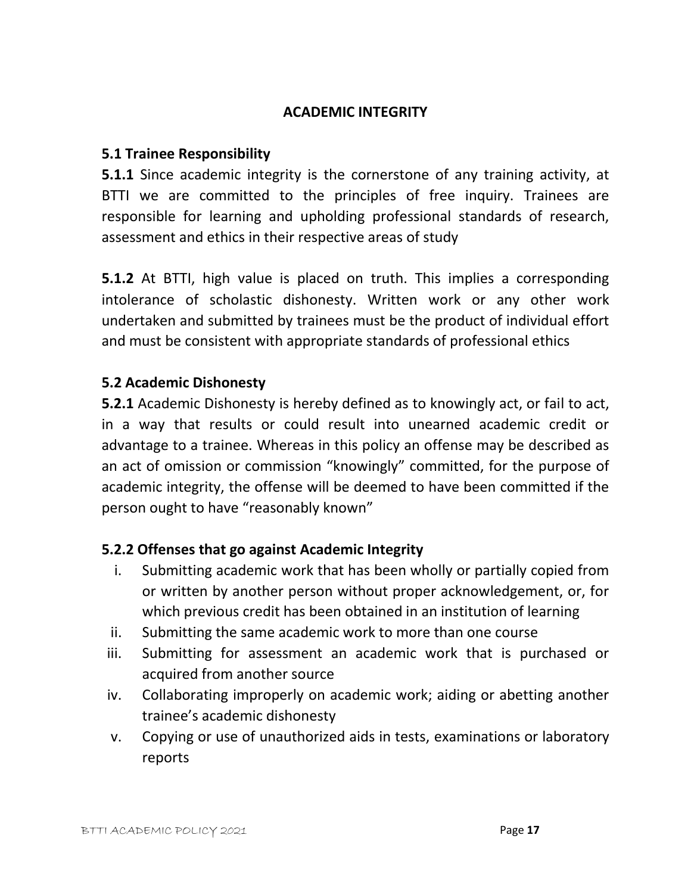# ACADEMIC INTEGRITY

## 5.1 Trainee Responsibility

**5.1.1** Since academic integrity is the cornerstone of any training activity, at BTTI we are committed to the principles of free inquiry. Trainees are responsible for learning and upholding professional standards of research, assessment and ethics in their respective areas of study

**5.1.2** At BTTI, high value is placed on truth. This implies a corresponding intolerance of scholastic dishonesty. Written work or any other work undertaken and submitted by trainees must be the product of individual effort and must be consistent with appropriate standards of professional ethics

## 5.2 Academic Dishonesty

**5.2.1** Academic Dishonesty is hereby defined as to knowingly act, or fail to act, in a way that results or could result into unearned academic credit or advantage to a trainee. Whereas in this policy an offense may be described as an act of omission or commission "knowingly" committed, for the purpose of academic integrity, the offense will be deemed to have been committed if the person ought to have "reasonably known"

### 5.2.2 Offenses that go against Academic Integrity

i. Submitting academic work that has been wholly or partially copied from or written by another person without proper acknowledgement, or, for which previous credit has been obtained in an institution of learning
ii. Submitting the same academic work to more than one course
iii. Submitting for assessment an academic work that is purchased or acquired from another source
iv. Collaborating improperly on academic work; aiding or abetting another trainee's academic dishonesty
v. Copying or use of unauthorized aids in tests, examinations or laboratory reports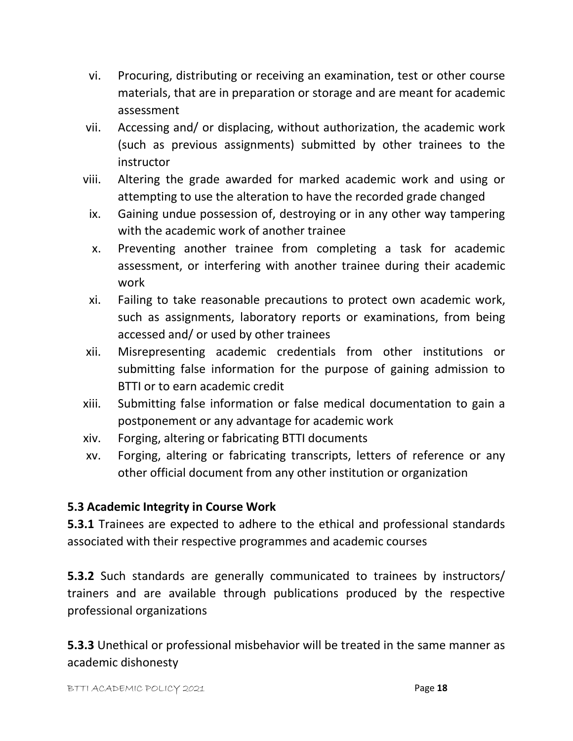vi. Procuring, distributing or receiving an examination, test or other course materials, that are in preparation or storage and are meant for academic assessment
vii. Accessing and/ or displacing, without authorization, the academic work (such as previous assignments) submitted by other trainees to the instructor
viii. Altering the grade awarded for marked academic work and using or attempting to use the alteration to have the recorded grade changed
ix. Gaining undue possession of, destroying or in any other way tampering with the academic work of another trainee
x. Preventing another trainee from completing a task for academic assessment, or interfering with another trainee during their academic work
xi. Failing to take reasonable precautions to protect own academic work, such as assignments, laboratory reports or examinations, from being accessed and/ or used by other trainees
xii. Misrepresenting academic credentials from other institutions or submitting false information for the purpose of gaining admission to BTTI or to earn academic credit
xiii. Submitting false information or false medical documentation to gain a postponement or any advantage for academic work
xiv. Forging, altering or fabricating BTTI documents
xv. Forging, altering or fabricating transcripts, letters of reference or any other official document from any other institution or organization

### 5.3 Academic Integrity in Course Work

**5.3.1** Trainees are expected to adhere to the ethical and professional standards associated with their respective programmes and academic courses

**5.3.2** Such standards are generally communicated to trainees by instructors/ trainers and are available through publications produced by the respective professional organizations

**5.3.3** Unethical or professional misbehavior will be treated in the same manner as academic dishonesty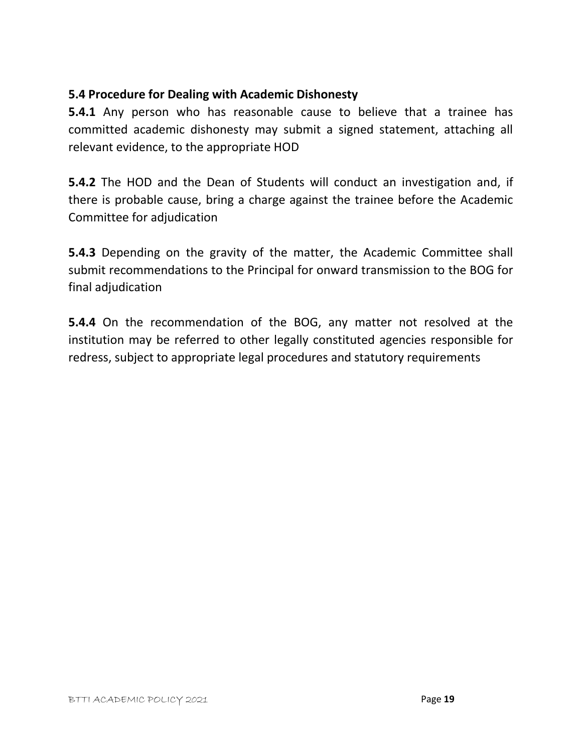### 5.4 Procedure for Dealing with Academic Dishonesty

**5.4.1** Any person who has reasonable cause to believe that a trainee has committed academic dishonesty may submit a signed statement, attaching all relevant evidence, to the appropriate HOD

**5.4.2** The HOD and the Dean of Students will conduct an investigation and, if there is probable cause, bring a charge against the trainee before the Academic Committee for adjudication

**5.4.3** Depending on the gravity of the matter, the Academic Committee shall submit recommendations to the Principal for onward transmission to the BOG for final adjudication

**5.4.4** On the recommendation of the BOG, any matter not resolved at the institution may be referred to other legally constituted agencies responsible for redress, subject to appropriate legal procedures and statutory requirements